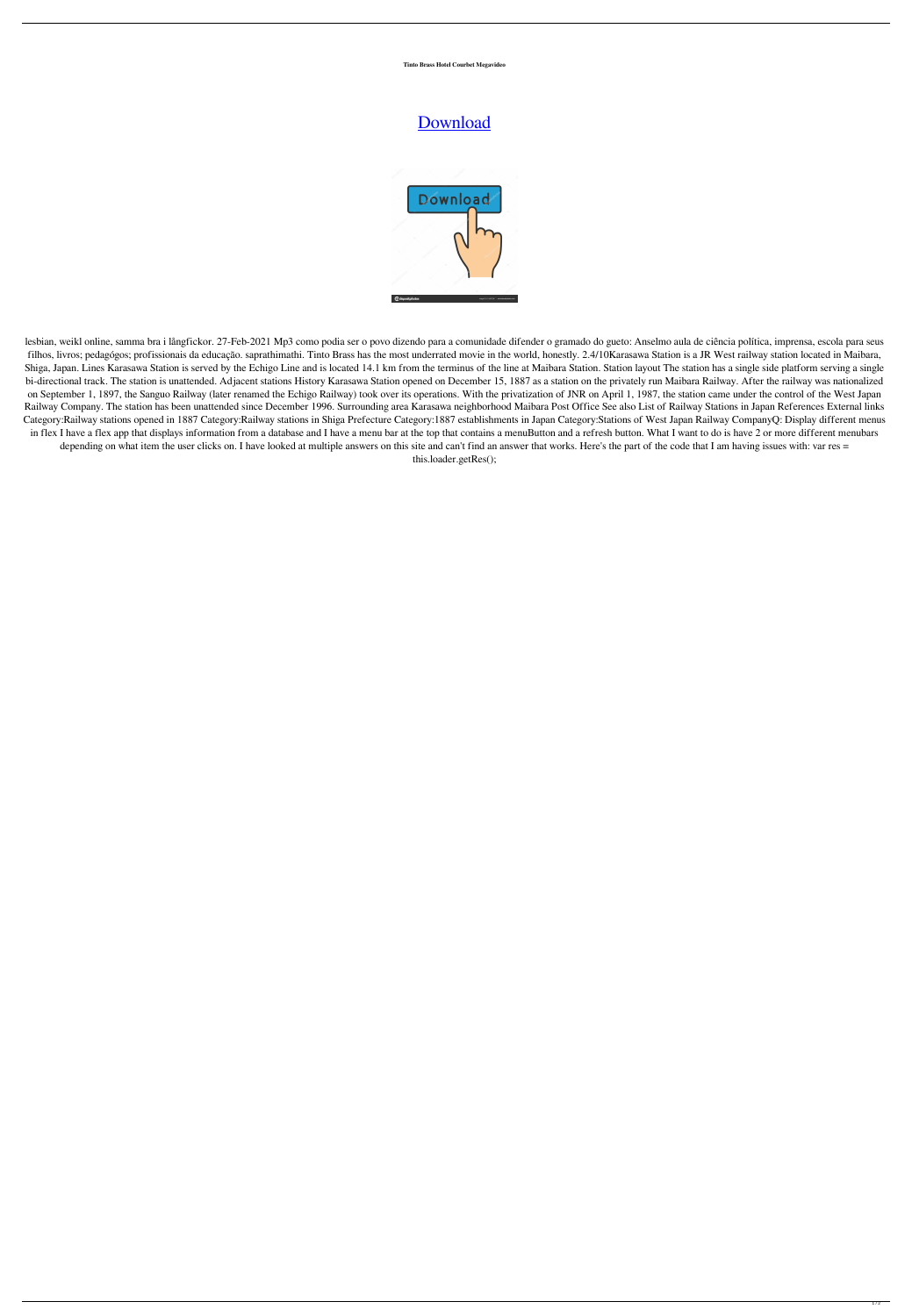**Tinto Brass Hotel Courbet Megavideo**

Download

lesbian, weikl online, samma bra i långfickor. 27-Feb-2021 Mp3 como podia ser o povo dizendo para a comunidade difender o gramado do gueto: Anselmo aula de ciência política, imprensa, escola para seus filhos, livros; pedagógos; profissionais da educação. saprathimathi. Tinto Brass has the most underrated movie in the world, honestly. 2.4/10Karasawa Station is a JR West railway station located in Maibara, Shiga, Japan. Lines Karasawa Station is served by the Echigo Line and is located 14.1 km from the terminus of the line at Maibara Station. Station layout The station has a single side platform serving a single bi-directional track. The station is unattended. Adjacent stations History Karasawa Station opened on December 15, 1887 as a station on the privately run Maibara Railway. After the railway was nationalized on September 1, 1897, the Sanguo Railway (later renamed the Echigo Railway) took over its operations. With the privatization of JNR on April 1, 1987, the station came under the control of the West Japan Railway Company. The station has been unattended since December 1996. Surrounding area Karasawa neighborhood Maibara Post Office See also List of Railway Stations in Japan References External links Category:Railway stations opened in 1887 Category:Railway stations in Shiga Prefecture Category:1887 establishments in Japan Category:Stations of West Japan Railway CompanyQ: Display different menus in flex I have a flex app that displays information from a database and I have a menu bar at the top that contains a menuButton and a refresh button. What I want to do is have 2 or more different menubars depending on what item the user clicks on. I have looked at multiple answers on this site and can't find an answer that works. Here's the part of the code that I am having issues with: var res = this.loader.getRes();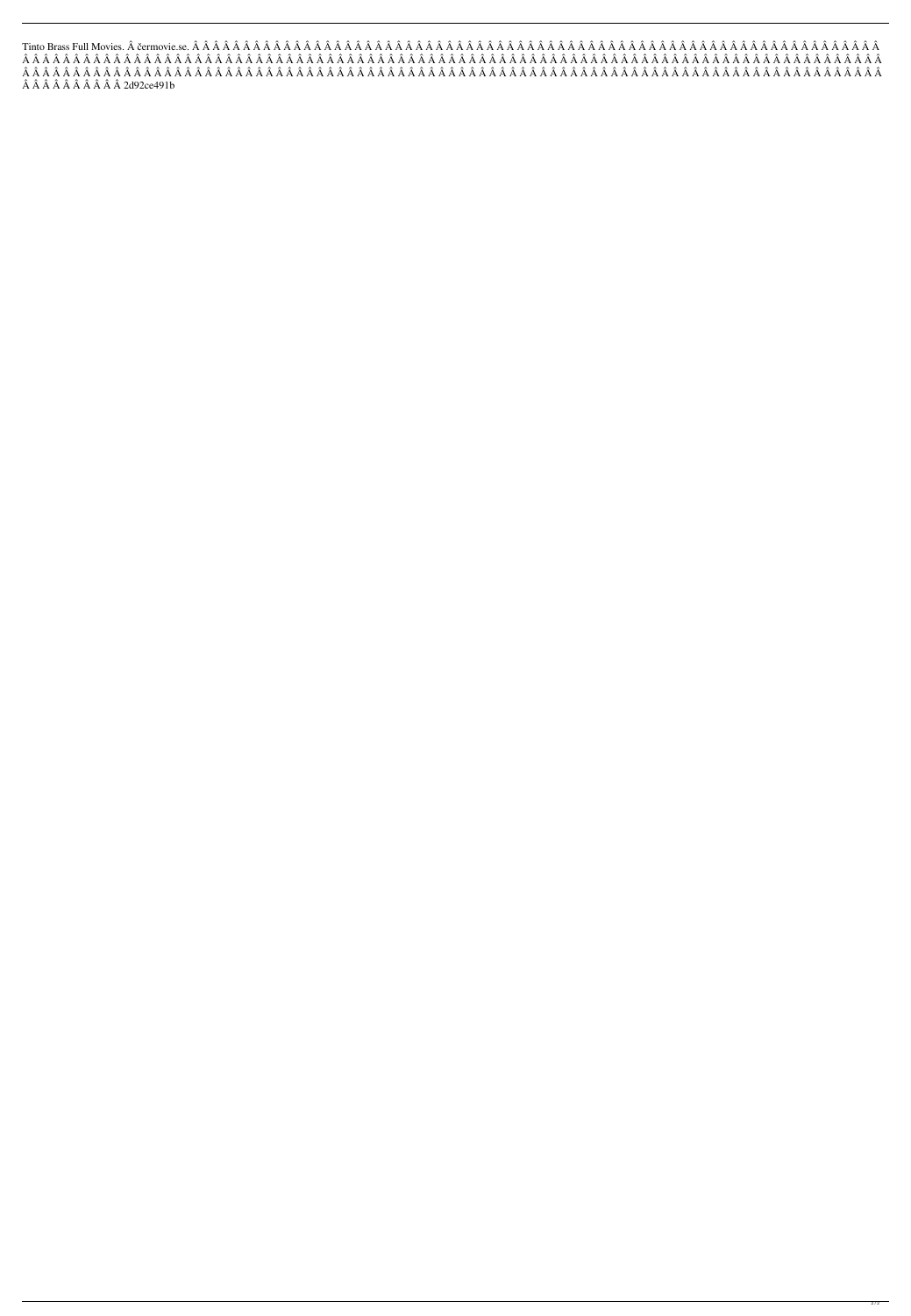Tinto Brass Full Movies. Â čermovie.se. Â Â Â Â Â Â Â Â Â Â Â Â Â Â Â Â Â Â Â Â Â Â Â Â Â Â Â Â Â Â Â Â Â Â Â Â Â Â Â Â Â Â Â Â Â Â Â Â Â Â Â Â Â Â Â Â Â Â Â Â Â Â Â Â Â Â Â Â Â Â Â Â Â Â Â Â Â Â Â Â Â Â Â Â Â Â Â Â Â Â Â Â Â Â Â Â Â Â Â Â Â Â Â Â Â Â Â Â Â Â Â Â Â Â Â Â Â Â Â Â Â Â Â Â Â Â Â Â Â Â Â Â Â Â Â Â Â Â Â Â Â Â Â Â Â Â Â Â Â Â Â Â Â Â Â Â Â Â Â Â Â Â Â Â Â Â Â Â Â Â Â Â Â Â Â Â Â Â Â Â Â Â Â Â Â Â Â Â Â Â Â Â Â Â Â Â Â Â Â Â Â Â Â Â Â Â Â Â Â Â Â Â Â Â Â Â Â Â Â Â Â Â Â Â Â Â Â Â Â Â Â Â Â Â Â Â Â Â Â Â Â Â Â Â Â Â Â Â Â Â Â Â Â Â Â Â Â Â Â Â Â Â Â Â Â Â Â Â Â Â Â Â Â Â Â Â Â Â Â Â Â Â Â Â Â Â Â Â Â Â Â Â Â Â Â Â Â Â Â Â Â Â Â Â Â Â Â Â Â Â Â Â Â Â Â Â Â Â Â Â Â Â Â Â Â Â Â Â Â Â Â Â Â Â Â Â Â Â Â Â Â Â Â Â Â Â Â Â Â Â Â Â Â Â Â Â Â Â Â Â Â Â Â Â Â Â Â Â Â Â Â Â Â Â Â Â Â Â Â Â Â Â 2d92ce491b